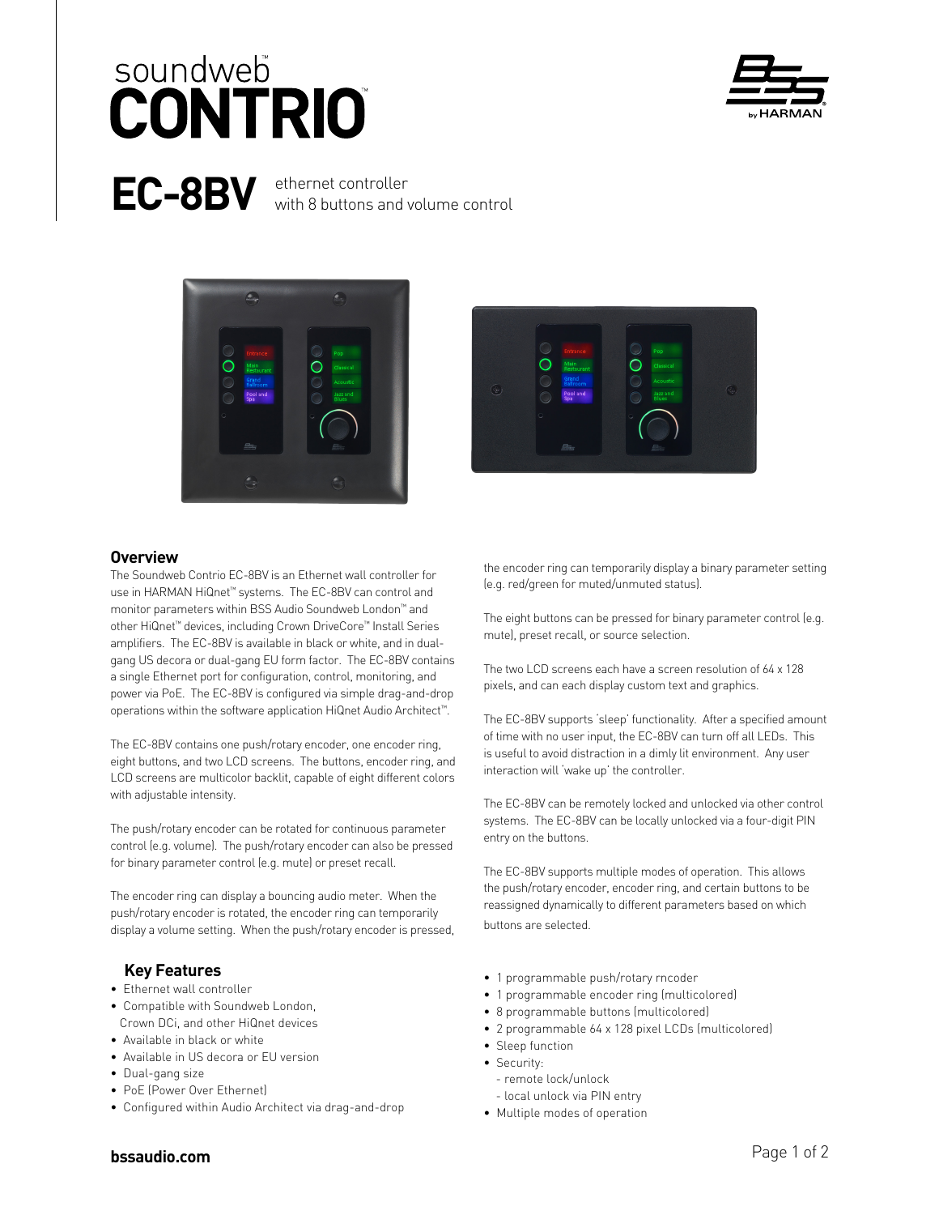# soundweb™ CONTRIO™

## EC-8BV ethernet controller with 8 buttons and volume control

### Overview

The Soundweb Contrio EC-8BV is an Ethernet wall controller for use in HARMAN HiQnet™ systems. The EC-8BV can control and monitor parameters within BSS Audio Soundweb London™ and other HiQnet™ devices, including Crown DriveCore™ Install Series amplifiers. The EC-8BV is available in black or white, and in dual-gang US decora or dual-gang EU form factor. The EC-8BV contains a single Ethernet port for configuration, control, monitoring, and power via PoE. The EC-8BV is configured via simple drag-and-drop operations within the software application HiQnet Audio Architect™.

The EC-8BV contains one push/rotary encoder, one encoder ring, eight buttons, and two LCD screens. The buttons, encoder ring, and LCD screens are multicolor backlit, capable of eight different colors with adjustable intensity.

The push/rotary encoder can be rotated for continuous parameter control (e.g. volume). The push/rotary encoder can also be pressed for binary parameter control (e.g. mute) or preset recall.

The encoder ring can display a bouncing audio meter. When the push/rotary encoder is rotated, the encoder ring can temporarily display a volume setting. When the push/rotary encoder is pressed, the encoder ring can temporarily display a binary parameter setting (e.g. red/green for muted/unmuted status).

The eight buttons can be pressed for binary parameter control (e.g. mute), preset recall, or source selection.

The two LCD screens each have a screen resolution of 64 x 128 pixels, and can each display custom text and graphics.

The EC-8BV supports 'sleep' functionality. After a specified amount of time with no user input, the EC-8BV can turn off all LEDs. This is useful to avoid distraction in a dimly lit environment. Any user interaction will 'wake up' the controller.

The EC-8BV can be remotely locked and unlocked via other control systems. The EC-8BV can be locally unlocked via a four-digit PIN entry on the buttons.

The EC-8BV supports multiple modes of operation. This allows the push/rotary encoder, encoder ring, and certain buttons to be reassigned dynamically to different parameters based on which buttons are selected.

### Key Features

- Ethernet wall controller
- Compatible with Soundweb London, Crown DCi, and other HiQnet devices
- Available in black or white
- Available in US decora or EU version
- Dual-gang size
- PoE (Power Over Ethernet)
- Configured within Audio Architect via drag-and-drop
- 1 programmable push/rotary rncoder
- 1 programmable encoder ring (multicolored)
- 8 programmable buttons (multicolored)
- 2 programmable 64 x 128 pixel LCDs (multicolored)
- Sleep function
- Security:
  - remote lock/unlock
  - local unlock via PIN entry
- Multiple modes of operation

**bssaudio.com**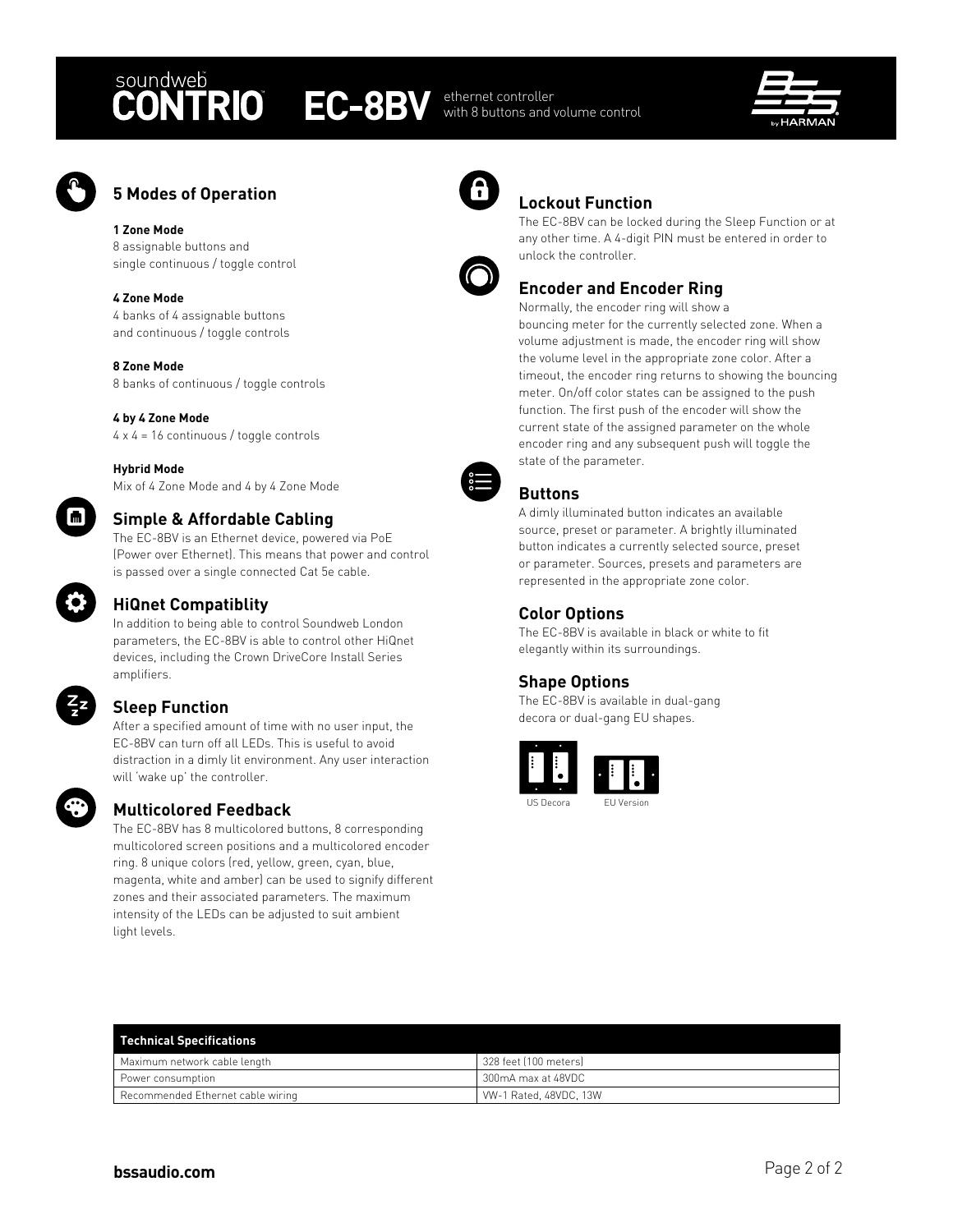# soundweb CONTRIO EC-8BV

ethernet controller with 8 buttons and volume control

## 5 Modes of Operation

**1 Zone Mode**
8 assignable buttons and single continuous / toggle control

**4 Zone Mode**
4 banks of 4 assignable buttons and continuous / toggle controls

**8 Zone Mode**
8 banks of continuous / toggle controls

**4 by 4 Zone Mode**
4 x 4 = 16 continuous / toggle controls

**Hybrid Mode**
Mix of 4 Zone Mode and 4 by 4 Zone Mode

## Simple & Affordable Cabling

The EC-8BV is an Ethernet device, powered via PoE (Power over Ethernet). This means that power and control is passed over a single connected Cat 5e cable.

## HiQnet Compatiblity

In addition to being able to control Soundweb London parameters, the EC-8BV is able to control other HiQnet devices, including the Crown DriveCore Install Series amplifiers.

## Sleep Function

After a specified amount of time with no user input, the EC-8BV can turn off all LEDs. This is useful to avoid distraction in a dimly lit environment. Any user interaction will 'wake up' the controller.

## Multicolored Feedback

The EC-8BV has 8 multicolored buttons, 8 corresponding multicolored screen positions and a multicolored encoder ring. 8 unique colors (red, yellow, green, cyan, blue, magenta, white and amber) can be used to signify different zones and their associated parameters. The maximum intensity of the LEDs can be adjusted to suit ambient light levels.

## Lockout Function

The EC-8BV can be locked during the Sleep Function or at any other time. A 4-digit PIN must be entered in order to unlock the controller.

## Encoder and Encoder Ring

Normally, the encoder ring will show a bouncing meter for the currently selected zone. When a volume adjustment is made, the encoder ring will show the volume level in the appropriate zone color. After a timeout, the encoder ring returns to showing the bouncing meter. On/off color states can be assigned to the push function. The first push of the encoder will show the current state of the assigned parameter on the whole encoder ring and any subsequent push will toggle the state of the parameter.

## Buttons

A dimly illuminated button indicates an available source, preset or parameter. A brightly illuminated button indicates a currently selected source, preset or parameter. Sources, presets and parameters are represented in the appropriate zone color.

## Color Options

The EC-8BV is available in black or white to fit elegantly within its surroundings.

## Shape Options

The EC-8BV is available in dual-gang decora or dual-gang EU shapes.

US Decora

EU Version

| Technical Specifications | |
|---|---|
| Maximum network cable length | 328 feet (100 meters) |
| Power consumption | 300mA max at 48VDC |
| Recommended Ethernet cable wiring | VW-1 Rated, 48VDC, 13W |

**bssaudio.com**